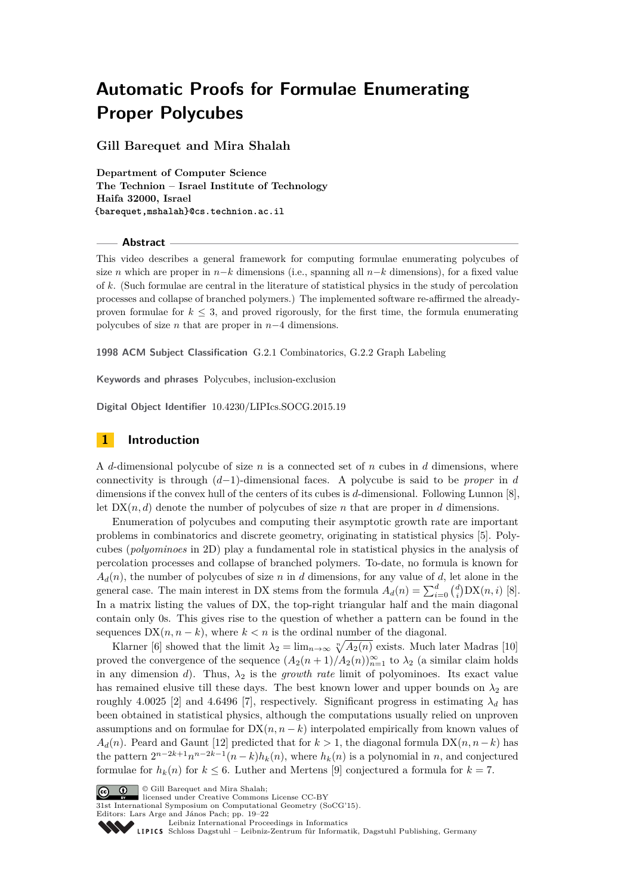# Automatic Proofs for Formulae Enumerating Proper Polycubes

**Gill Barequet and Mira Shalah**

**Department of Computer Science**
**The Technion – Israel Institute of Technology**
**Haifa 32000, Israel**
**{barequet,mshalah}@cs.technion.ac.il**

## Abstract

This video describes a general framework for computing formulae enumerating polycubes of size $n$ which are proper in $n-k$ dimensions (i.e., spanning all $n-k$ dimensions), for a fixed value of $k$. (Such formulae are central in the literature of statistical physics in the study of percolation processes and collapse of branched polymers.) The implemented software re-affirmed the already-proven formulae for $k \leq 3$, and proved rigorously, for the first time, the formula enumerating polycubes of size $n$ that are proper in $n-4$ dimensions.

**1998 ACM Subject Classification** G.2.1 Combinatorics, G.2.2 Graph Labeling

**Keywords and phrases** Polycubes, inclusion-exclusion

**Digital Object Identifier** 10.4230/LIPIcs.SOCG.2015.19

## 1 Introduction

A $d$-dimensional polycube of size $n$ is a connected set of $n$ cubes in $d$ dimensions, where connectivity is through $(d-1)$-dimensional faces. A polycube is said to be *proper* in $d$ dimensions if the convex hull of the centers of its cubes is $d$-dimensional. Following Lunnon [8], let $\text{DX}(n, d)$ denote the number of polycubes of size $n$ that are proper in $d$ dimensions.

Enumeration of polycubes and computing their asymptotic growth rate are important problems in combinatorics and discrete geometry, originating in statistical physics [5]. Polycubes (*polyominoes* in 2D) play a fundamental role in statistical physics in the analysis of percolation processes and collapse of branched polymers. To-date, no formula is known for $A_d(n)$, the number of polycubes of size $n$ in $d$ dimensions, for any value of $d$, let alone in the general case. The main interest in DX stems from the formula $A_d(n) = \sum_{i=0}^{d} \binom{d}{i} \text{DX}(n, i)$ [8]. In a matrix listing the values of DX, the top-right triangular half and the main diagonal contain only 0s. This gives rise to the question of whether a pattern can be found in the sequences $\text{DX}(n, n-k)$, where $k < n$ is the ordinal number of the diagonal.

Klarner [6] showed that the limit $\lambda_2 = \lim_{n\to\infty} \sqrt[n]{A_2(n)}$ exists. Much later Madras [10] proved the convergence of the sequence $(A_2(n+1)/A_2(n))_{n=1}^{\infty}$ to $\lambda_2$ (a similar claim holds in any dimension $d$). Thus, $\lambda_2$ is the *growth rate* limit of polyominoes. Its exact value has remained elusive till these days. The best known lower and upper bounds on $\lambda_2$ are roughly 4.0025 [2] and 4.6496 [7], respectively. Significant progress in estimating $\lambda_d$ has been obtained in statistical physics, although the computations usually relied on unproven assumptions and on formulae for $\text{DX}(n, n-k)$ interpolated empirically from known values of $A_d(n)$. Peard and Gaunt [12] predicted that for $k > 1$, the diagonal formula $\text{DX}(n, n-k)$ has the pattern $2^{n-2k+1} n^{n-2k-1} (n-k) h_k(n)$, where $h_k(n)$ is a polynomial in $n$, and conjectured formulae for $h_k(n)$ for $k \leq 6$. Luther and Mertens [9] conjectured a formula for $k = 7$.

© Gill Barequet and Mira Shalah;
licensed under Creative Commons License CC-BY
31st International Symposium on Computational Geometry (SoCG'15).
Editors: Lars Arge and János Pach; pp. 19–22
Leibniz International Proceedings in Informatics
Schloss Dagstuhl – Leibniz-Zentrum für Informatik, Dagstuhl Publishing, Germany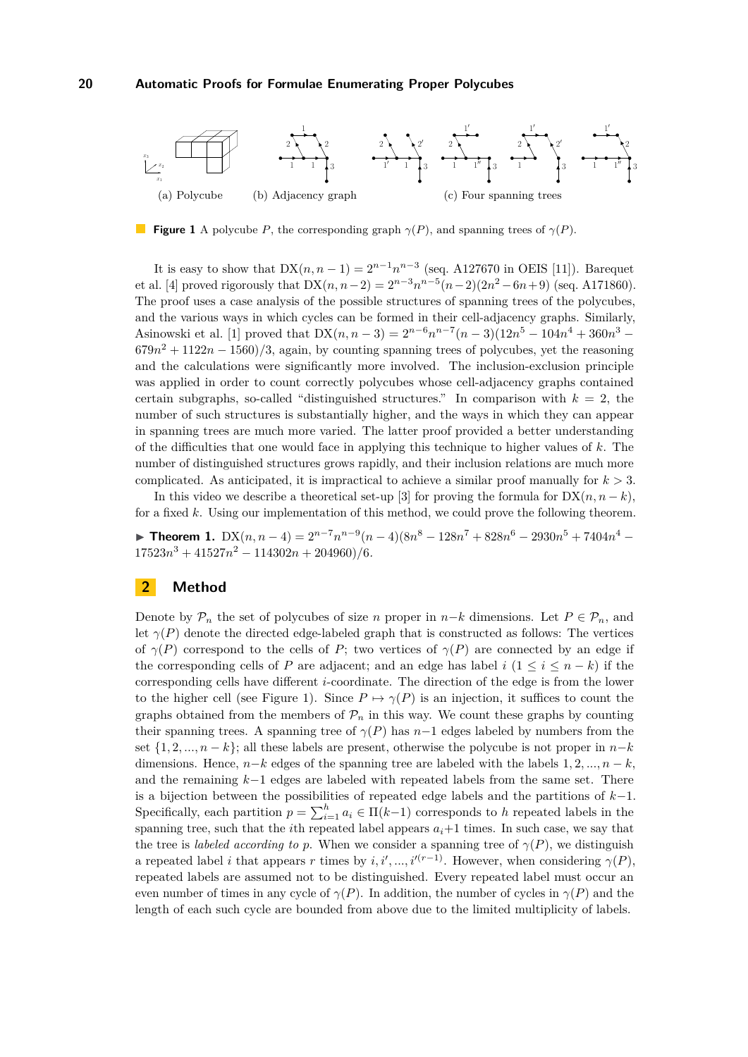(a) Polycube (b) Adjacency graph (c) Four spanning trees

**Figure 1** A polycube $P$, the corresponding graph $\gamma(P)$, and spanning trees of $\gamma(P)$.

It is easy to show that $\mathrm{DX}(n, n-1) = 2^{n-1}n^{n-3}$ (seq. A127670 in OEIS [11]). Barequet et al. [4] proved rigorously that $\mathrm{DX}(n, n-2) = 2^{n-3}n^{n-5}(n-2)(2n^2-6n+9)$ (seq. A171860). The proof uses a case analysis of the possible structures of spanning trees of the polycubes, and the various ways in which cycles can be formed in their cell-adjacency graphs. Similarly, Asinowski et al. [1] proved that $\mathrm{DX}(n, n-3) = 2^{n-6}n^{n-7}(n-3)(12n^5 - 104n^4 + 360n^3 - 679n^2 + 1122n - 1560)/3$, again, by counting spanning trees of polycubes, yet the reasoning and the calculations were significantly more involved. The inclusion-exclusion principle was applied in order to count correctly polycubes whose cell-adjacency graphs contained certain subgraphs, so-called "distinguished structures." In comparison with $k = 2$, the number of such structures is substantially higher, and the ways in which they can appear in spanning trees are much more varied. The latter proof provided a better understanding of the difficulties that one would face in applying this technique to higher values of $k$. The number of distinguished structures grows rapidly, and their inclusion relations are much more complicated. As anticipated, it is impractical to achieve a similar proof manually for $k > 3$.

In this video we describe a theoretical set-up [3] for proving the formula for $\mathrm{DX}(n, n-k)$, for a fixed $k$. Using our implementation of this method, we could prove the following theorem.

▶ **Theorem 1.** $\mathrm{DX}(n, n-4) = 2^{n-7}n^{n-9}(n-4)(8n^8 - 128n^7 + 828n^6 - 2930n^5 + 7404n^4 - 17523n^3 + 41527n^2 - 114302n + 204960)/6$.

## 2 Method

Denote by $\mathcal{P}_n$ the set of polycubes of size $n$ proper in $n-k$ dimensions. Let $P \in \mathcal{P}_n$, and let $\gamma(P)$ denote the directed edge-labeled graph that is constructed as follows: The vertices of $\gamma(P)$ correspond to the cells of $P$; two vertices of $\gamma(P)$ are connected by an edge if the corresponding cells of $P$ are adjacent; and an edge has label $i$ ($1 \leq i \leq n-k$) if the corresponding cells have different $i$-coordinate. The direction of the edge is from the lower to the higher cell (see Figure 1). Since $P \mapsto \gamma(P)$ is an injection, it suffices to count the graphs obtained from the members of $\mathcal{P}_n$ in this way. We count these graphs by counting their spanning trees. A spanning tree of $\gamma(P)$ has $n-1$ edges labeled by numbers from the set $\{1, 2, ..., n-k\}$; all these labels are present, otherwise the polycube is not proper in $n-k$ dimensions. Hence, $n-k$ edges of the spanning tree are labeled with the labels $1, 2, ..., n-k$, and the remaining $k-1$ edges are labeled with repeated labels from the same set. There is a bijection between the possibilities of repeated edge labels and the partitions of $k-1$. Specifically, each partition $p = \sum_{i=1}^{h} a_i \in \Pi(k-1)$ corresponds to $h$ repeated labels in the spanning tree, such that the $i$th repeated label appears $a_i+1$ times. In such case, we say that the tree is *labeled according to* $p$. When we consider a spanning tree of $\gamma(P)$, we distinguish a repeated label $i$ that appears $r$ times by $i, i', ..., i'^{(r-1)}$. However, when considering $\gamma(P)$, repeated labels are assumed not to be distinguished. Every repeated label must occur an even number of times in any cycle of $\gamma(P)$. In addition, the number of cycles in $\gamma(P)$ and the length of each such cycle are bounded from above due to the limited multiplicity of labels.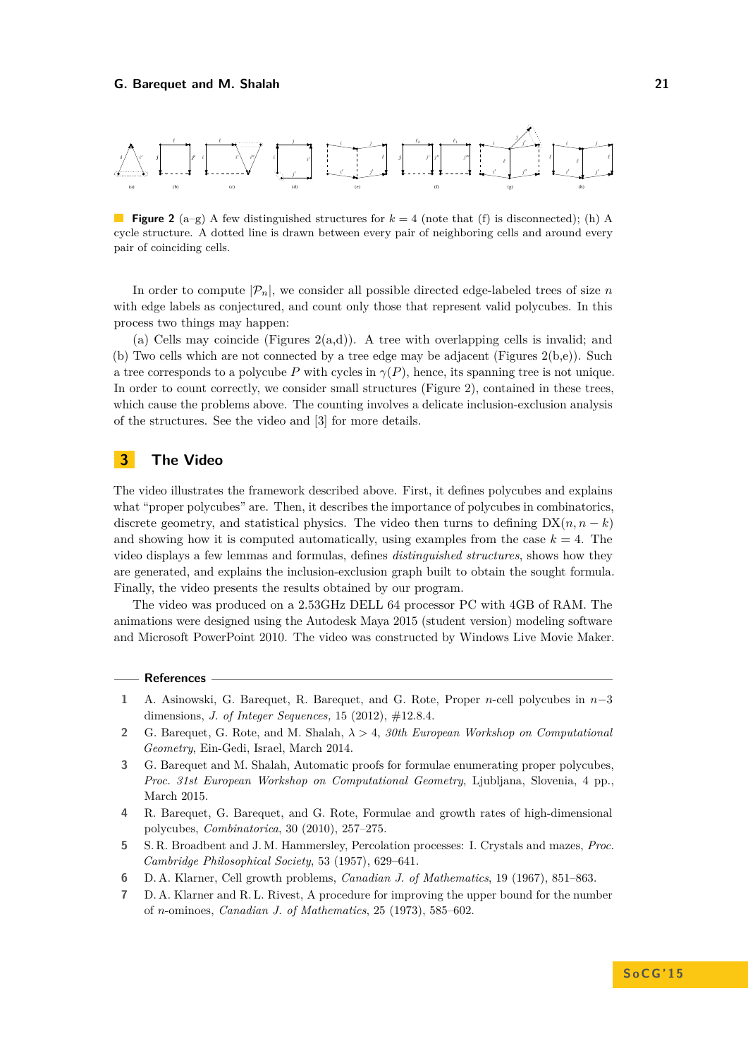**Figure 2** (a–g) A few distinguished structures for $k = 4$ (note that (f) is disconnected); (h) A cycle structure. A dotted line is drawn between every pair of neighboring cells and around every pair of coinciding cells.

In order to compute $|\mathcal{P}_n|$, we consider all possible directed edge-labeled trees of size $n$ with edge labels as conjectured, and count only those that represent valid polycubes. In this process two things may happen:

(a) Cells may coincide (Figures 2(a,d)). A tree with overlapping cells is invalid; and (b) Two cells which are not connected by a tree edge may be adjacent (Figures 2(b,e)). Such a tree corresponds to a polycube $P$ with cycles in $\gamma(P)$, hence, its spanning tree is not unique. In order to count correctly, we consider small structures (Figure 2), contained in these trees, which cause the problems above. The counting involves a delicate inclusion-exclusion analysis of the structures. See the video and [3] for more details.

## 3 The Video

The video illustrates the framework described above. First, it defines polycubes and explains what "proper polycubes" are. Then, it describes the importance of polycubes in combinatorics, discrete geometry, and statistical physics. The video then turns to defining $\text{DX}(n, n-k)$ and showing how it is computed automatically, using examples from the case $k = 4$. The video displays a few lemmas and formulas, defines *distinguished structures*, shows how they are generated, and explains the inclusion-exclusion graph built to obtain the sought formula. Finally, the video presents the results obtained by our program.

The video was produced on a 2.53GHz DELL 64 processor PC with 4GB of RAM. The animations were designed using the Autodesk Maya 2015 (student version) modeling software and Microsoft PowerPoint 2010. The video was constructed by Windows Live Movie Maker.

### References

1. A. Asinowski, G. Barequet, R. Barequet, and G. Rote, Proper $n$-cell polycubes in $n-3$ dimensions, *J. of Integer Sequences,* 15 (2012), #12.8.4.
2. G. Barequet, G. Rote, and M. Shalah, $\lambda > 4$, *30th European Workshop on Computational Geometry*, Ein-Gedi, Israel, March 2014.
3. G. Barequet and M. Shalah, Automatic proofs for formulae enumerating proper polycubes, *Proc. 31st European Workshop on Computational Geometry*, Ljubljana, Slovenia, 4 pp., March 2015.
4. R. Barequet, G. Barequet, and G. Rote, Formulae and growth rates of high-dimensional polycubes, *Combinatorica*, 30 (2010), 257–275.
5. S. R. Broadbent and J. M. Hammersley, Percolation processes: I. Crystals and mazes, *Proc. Cambridge Philosophical Society*, 53 (1957), 629–641.
6. D. A. Klarner, Cell growth problems, *Canadian J. of Mathematics*, 19 (1967), 851–863.
7. D. A. Klarner and R. L. Rivest, A procedure for improving the upper bound for the number of $n$-ominoes, *Canadian J. of Mathematics*, 25 (1973), 585–602.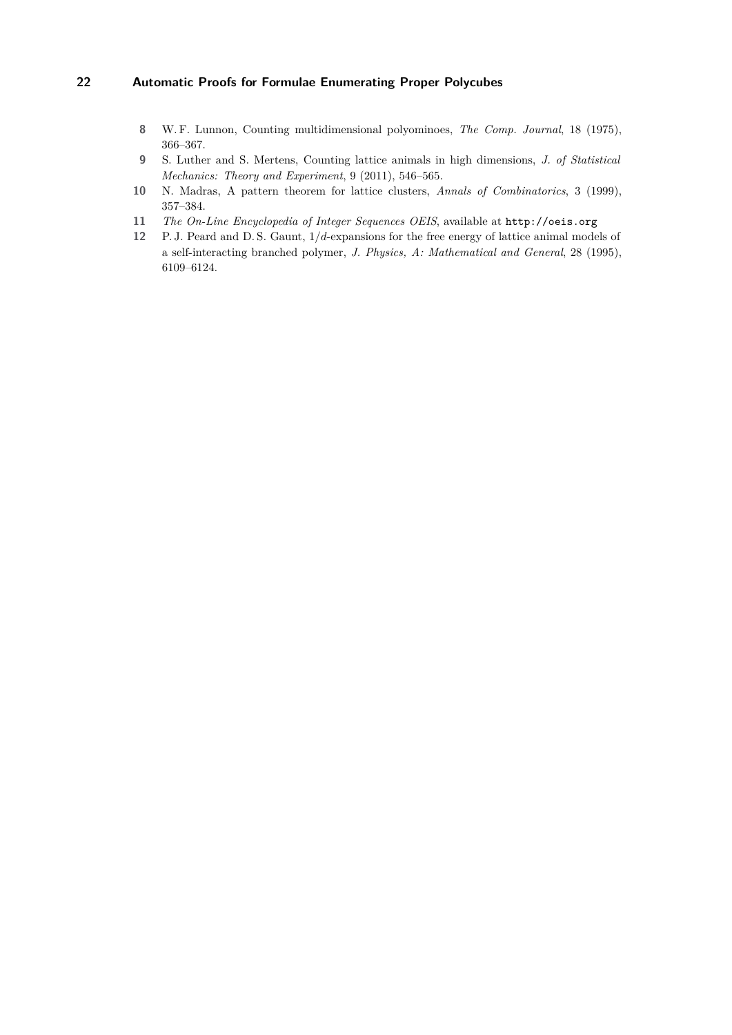8. W. F. Lunnon, Counting multidimensional polyominoes, *The Comp. Journal*, 18 (1975), 366–367.
9. S. Luther and S. Mertens, Counting lattice animals in high dimensions, *J. of Statistical Mechanics: Theory and Experiment*, 9 (2011), 546–565.
10. N. Madras, A pattern theorem for lattice clusters, *Annals of Combinatorics*, 3 (1999), 357–384.
11. *The On-Line Encyclopedia of Integer Sequences OEIS*, available at `http://oeis.org`
12. P. J. Peard and D. S. Gaunt, $1/d$-expansions for the free energy of lattice animal models of a self-interacting branched polymer, *J. Physics, A: Mathematical and General*, 28 (1995), 6109–6124.